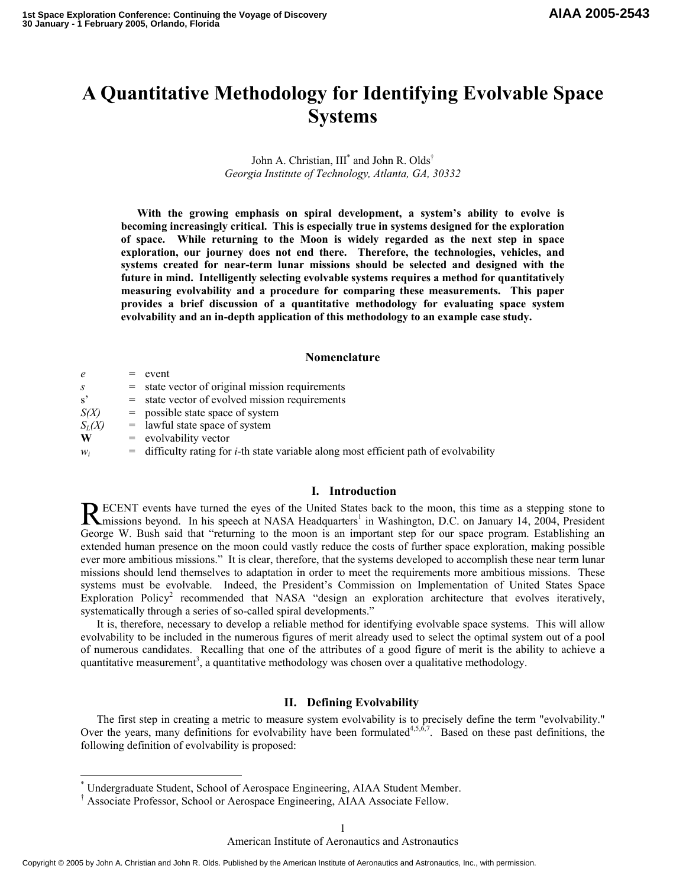# A Quantitative Methodology for Identifying Evolvable Space Systems

John A. Christian, III* and John R. Olds†
*Georgia Institute of Technology, Atlanta, GA, 30332*

**With the growing emphasis on spiral development, a system's ability to evolve is becoming increasingly critical. This is especially true in systems designed for the exploration of space. While returning to the Moon is widely regarded as the next step in space exploration, our journey does not end there. Therefore, the technologies, vehicles, and systems created for near-term lunar missions should be selected and designed with the future in mind. Intelligently selecting evolvable systems requires a method for quantitatively measuring evolvability and a procedure for comparing these measurements. This paper provides a brief discussion of a quantitative methodology for evaluating space system evolvability and an in-depth application of this methodology to an example case study.**

## Nomenclature

| | | |
|---|---|---|
| $e$ | = | event |
| $s$ | = | state vector of original mission requirements |
| $s'$ | = | state vector of evolved mission requirements |
| $S(X)$ | = | possible state space of system |
| $S_L(X)$ | = | lawful state space of system |
| $\mathbf{W}$ | = | evolvability vector |
| $w_i$ | = | difficulty rating for *i*-th state variable along most efficient path of evolvability |

## I. Introduction

RECENT events have turned the eyes of the United States back to the moon, this time as a stepping stone to missions beyond. In his speech at NASA Headquarters[1] in Washington, D.C. on January 14, 2004, President George W. Bush said that "returning to the moon is an important step for our space program. Establishing an extended human presence on the moon could vastly reduce the costs of further space exploration, making possible ever more ambitious missions." It is clear, therefore, that the systems developed to accomplish these near term lunar missions should lend themselves to adaptation in order to meet the requirements more ambitious missions. These systems must be evolvable. Indeed, the President's Commission on Implementation of United States Space Exploration Policy[2] recommended that NASA "design an exploration architecture that evolves iteratively, systematically through a series of so-called spiral developments."

It is, therefore, necessary to develop a reliable method for identifying evolvable space systems. This will allow evolvability to be included in the numerous figures of merit already used to select the optimal system out of a pool of numerous candidates. Recalling that one of the attributes of a good figure of merit is the ability to achieve a quantitative measurement[3], a quantitative methodology was chosen over a qualitative methodology.

## II. Defining Evolvability

The first step in creating a metric to measure system evolvability is to precisely define the term "evolvability." Over the years, many definitions for evolvability have been formulated[4,5,6,7]. Based on these past definitions, the following definition of evolvability is proposed:

---

\* Undergraduate Student, School of Aerospace Engineering, AIAA Student Member.
† Associate Professor, School or Aerospace Engineering, AIAA Associate Fellow.

Copyright © 2005 by John A. Christian and John R. Olds. Published by the American Institute of Aeronautics and Astronautics, Inc., with permission.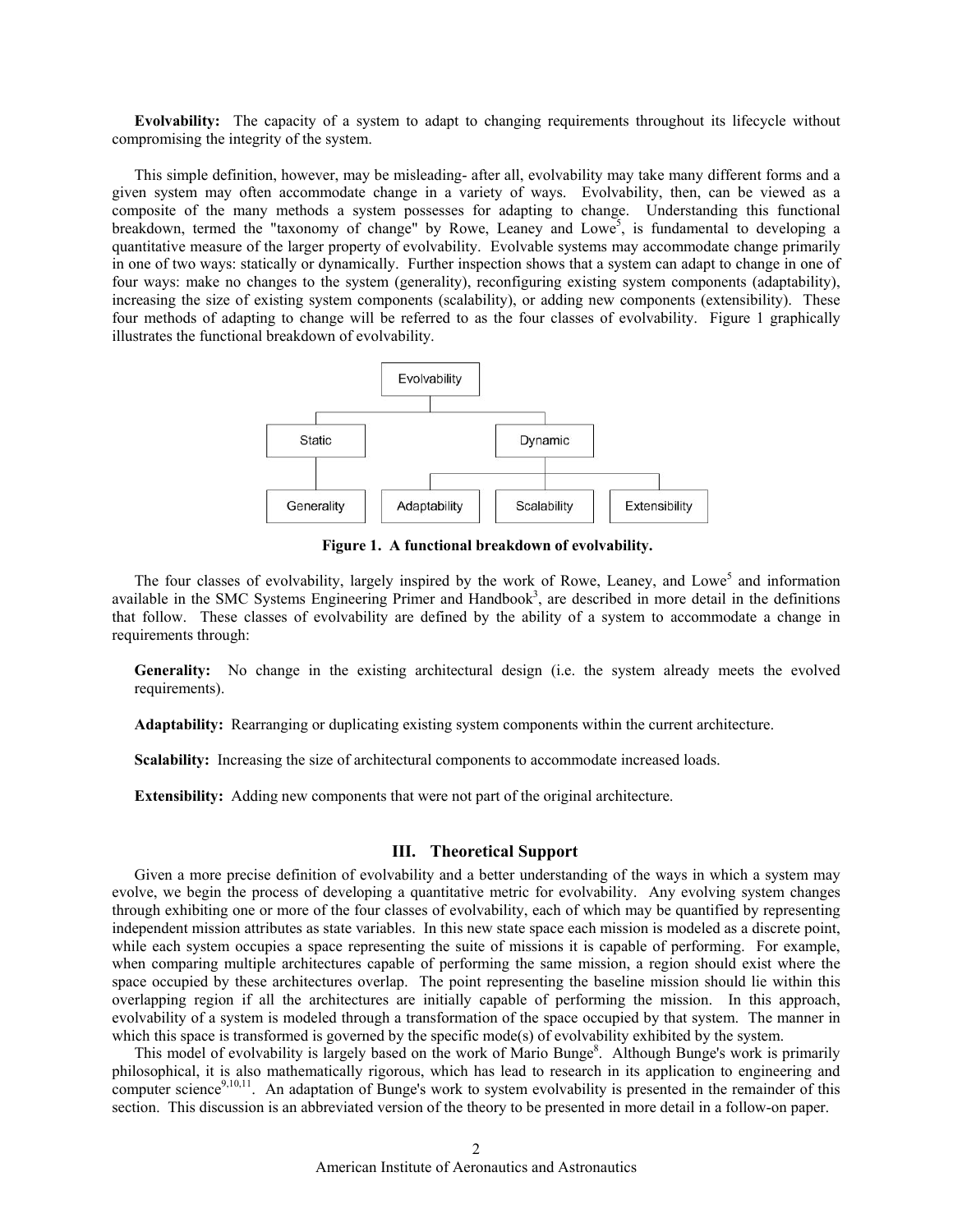**Evolvability:** The capacity of a system to adapt to changing requirements throughout its lifecycle without compromising the integrity of the system.

This simple definition, however, may be misleading- after all, evolvability may take many different forms and a given system may often accommodate change in a variety of ways. Evolvability, then, can be viewed as a composite of the many methods a system possesses for adapting to change. Understanding this functional breakdown, termed the "taxonomy of change" by Rowe, Leaney and Lowe[5], is fundamental to developing a quantitative measure of the larger property of evolvability. Evolvable systems may accommodate change primarily in one of two ways: statically or dynamically. Further inspection shows that a system can adapt to change in one of four ways: make no changes to the system (generality), reconfiguring existing system components (adaptability), increasing the size of existing system components (scalability), or adding new components (extensibility). These four methods of adapting to change will be referred to as the four classes of evolvability. Figure 1 graphically illustrates the functional breakdown of evolvability.

```
                    Evolvability
                  /              \
            Static                Dynamic
              |              /       |        \
         Generality   Adaptability  Scalability  Extensibility
```

**Figure 1. A functional breakdown of evolvability.**

The four classes of evolvability, largely inspired by the work of Rowe, Leaney, and Lowe[5] and information available in the SMC Systems Engineering Primer and Handbook[3], are described in more detail in the definitions that follow. These classes of evolvability are defined by the ability of a system to accommodate a change in requirements through:

**Generality:** No change in the existing architectural design (i.e. the system already meets the evolved requirements).

**Adaptability:** Rearranging or duplicating existing system components within the current architecture.

**Scalability:** Increasing the size of architectural components to accommodate increased loads.

**Extensibility:** Adding new components that were not part of the original architecture.

## III. Theoretical Support

Given a more precise definition of evolvability and a better understanding of the ways in which a system may evolve, we begin the process of developing a quantitative metric for evolvability. Any evolving system changes through exhibiting one or more of the four classes of evolvability, each of which may be quantified by representing independent mission attributes as state variables. In this new state space each mission is modeled as a discrete point, while each system occupies a space representing the suite of missions it is capable of performing. For example, when comparing multiple architectures capable of performing the same mission, a region should exist where the space occupied by these architectures overlap. The point representing the baseline mission should lie within this overlapping region if all the architectures are initially capable of performing the mission. In this approach, evolvability of a system is modeled through a transformation of the space occupied by that system. The manner in which this space is transformed is governed by the specific mode(s) of evolvability exhibited by the system.

This model of evolvability is largely based on the work of Mario Bunge[8]. Although Bunge's work is primarily philosophical, it is also mathematically rigorous, which has lead to research in its application to engineering and computer science[9,10,11]. An adaptation of Bunge's work to system evolvability is presented in the remainder of this section. This discussion is an abbreviated version of the theory to be presented in more detail in a follow-on paper.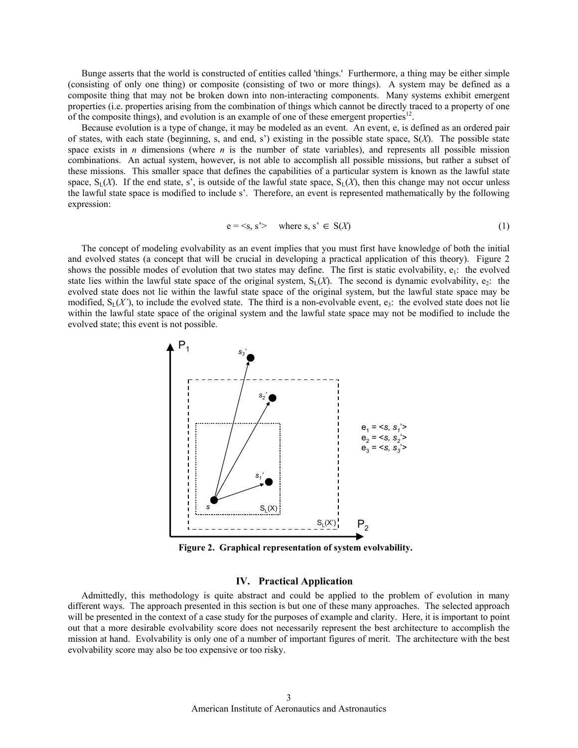Bunge asserts that the world is constructed of entities called 'things.' Furthermore, a thing may be either simple (consisting of only one thing) or composite (consisting of two or more things). A system may be defined as a composite thing that may not be broken down into non-interacting components. Many systems exhibit emergent properties (i.e. properties arising from the combination of things which cannot be directly traced to a property of one of the composite things), and evolution is an example of one of these emergent properties[12].

Because evolution is a type of change, it may be modeled as an event. An event, e, is defined as an ordered pair of states, with each state (beginning, s, and end, s') existing in the possible state space, $S(X)$. The possible state space exists in *n* dimensions (where *n* is the number of state variables), and represents all possible mission combinations. An actual system, however, is not able to accomplish all possible missions, but rather a subset of these missions. This smaller space that defines the capabilities of a particular system is known as the lawful state space, $S_L(X)$. If the end state, s', is outside of the lawful state space, $S_L(X)$, then this change may not occur unless the lawful state space is modified to include s'. Therefore, an event is represented mathematically by the following expression:

$$e = \langle s, s' \rangle \quad \text{where } s, s' \in S(X) \tag{1}$$

The concept of modeling evolvability as an event implies that you must first have knowledge of both the initial and evolved states (a concept that will be crucial in developing a practical application of this theory). Figure 2 shows the possible modes of evolution that two states may define. The first is static evolvability, $e_1$: the evolved state lies within the lawful state space of the original system, $S_L(X)$. The second is dynamic evolvability, $e_2$: the evolved state does not lie within the lawful state space of the original system, but the lawful state space may be modified, $S_L(X')$, to include the evolved state. The third is a non-evolvable event, $e_3$: the evolved state does not lie within the lawful state space of the original system and the lawful state space may not be modified to include the evolved state; this event is not possible.

**Figure 2. Graphical representation of system evolvability.**

## IV. Practical Application

Admittedly, this methodology is quite abstract and could be applied to the problem of evolution in many different ways. The approach presented in this section is but one of these many approaches. The selected approach will be presented in the context of a case study for the purposes of example and clarity. Here, it is important to point out that a more desirable evolvability score does not necessarily represent the best architecture to accomplish the mission at hand. Evolvability is only one of a number of important figures of merit. The architecture with the best evolvability score may also be too expensive or too risky.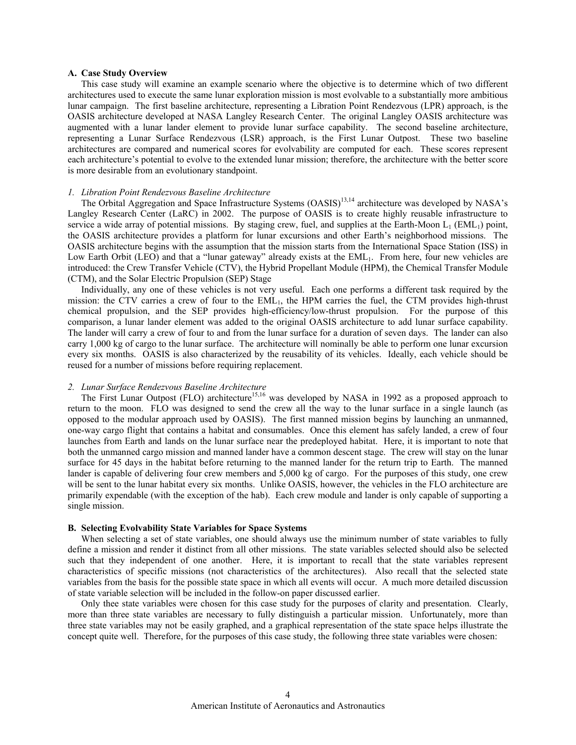### A. Case Study Overview

This case study will examine an example scenario where the objective is to determine which of two different architectures used to execute the same lunar exploration mission is most evolvable to a substantially more ambitious lunar campaign. The first baseline architecture, representing a Libration Point Rendezvous (LPR) approach, is the OASIS architecture developed at NASA Langley Research Center. The original Langley OASIS architecture was augmented with a lunar lander element to provide lunar surface capability. The second baseline architecture, representing a Lunar Surface Rendezvous (LSR) approach, is the First Lunar Outpost. These two baseline architectures are compared and numerical scores for evolvability are computed for each. These scores represent each architecture's potential to evolve to the extended lunar mission; therefore, the architecture with the better score is more desirable from an evolutionary standpoint.

#### *1. Libration Point Rendezvous Baseline Architecture*

The Orbital Aggregation and Space Infrastructure Systems (OASIS)[13,14] architecture was developed by NASA's Langley Research Center (LaRC) in 2002. The purpose of OASIS is to create highly reusable infrastructure to service a wide array of potential missions. By staging crew, fuel, and supplies at the Earth-Moon $L_1$ ($EML_1$) point, the OASIS architecture provides a platform for lunar excursions and other Earth's neighborhood missions. The OASIS architecture begins with the assumption that the mission starts from the International Space Station (ISS) in Low Earth Orbit (LEO) and that a "lunar gateway" already exists at the $EML_1$. From here, four new vehicles are introduced: the Crew Transfer Vehicle (CTV), the Hybrid Propellant Module (HPM), the Chemical Transfer Module (CTM), and the Solar Electric Propulsion (SEP) Stage

Individually, any one of these vehicles is not very useful. Each one performs a different task required by the mission: the CTV carries a crew of four to the $EML_1$, the HPM carries the fuel, the CTM provides high-thrust chemical propulsion, and the SEP provides high-efficiency/low-thrust propulsion. For the purpose of this comparison, a lunar lander element was added to the original OASIS architecture to add lunar surface capability. The lander will carry a crew of four to and from the lunar surface for a duration of seven days. The lander can also carry 1,000 kg of cargo to the lunar surface. The architecture will nominally be able to perform one lunar excursion every six months. OASIS is also characterized by the reusability of its vehicles. Ideally, each vehicle should be reused for a number of missions before requiring replacement.

#### *2. Lunar Surface Rendezvous Baseline Architecture*

The First Lunar Outpost (FLO) architecture[15,16] was developed by NASA in 1992 as a proposed approach to return to the moon. FLO was designed to send the crew all the way to the lunar surface in a single launch (as opposed to the modular approach used by OASIS). The first manned mission begins by launching an unmanned, one-way cargo flight that contains a habitat and consumables. Once this element has safely landed, a crew of four launches from Earth and lands on the lunar surface near the predeployed habitat. Here, it is important to note that both the unmanned cargo mission and manned lander have a common descent stage. The crew will stay on the lunar surface for 45 days in the habitat before returning to the manned lander for the return trip to Earth. The manned lander is capable of delivering four crew members and 5,000 kg of cargo. For the purposes of this study, one crew will be sent to the lunar habitat every six months. Unlike OASIS, however, the vehicles in the FLO architecture are primarily expendable (with the exception of the hab). Each crew module and lander is only capable of supporting a single mission.

### B. Selecting Evolvability State Variables for Space Systems

When selecting a set of state variables, one should always use the minimum number of state variables to fully define a mission and render it distinct from all other missions. The state variables selected should also be selected such that they independent of one another. Here, it is important to recall that the state variables represent characteristics of specific missions (not characteristics of the architectures). Also recall that the selected state variables from the basis for the possible state space in which all events will occur. A much more detailed discussion of state variable selection will be included in the follow-on paper discussed earlier.

Only thee state variables were chosen for this case study for the purposes of clarity and presentation. Clearly, more than three state variables are necessary to fully distinguish a particular mission. Unfortunately, more than three state variables may not be easily graphed, and a graphical representation of the state space helps illustrate the concept quite well. Therefore, for the purposes of this case study, the following three state variables were chosen: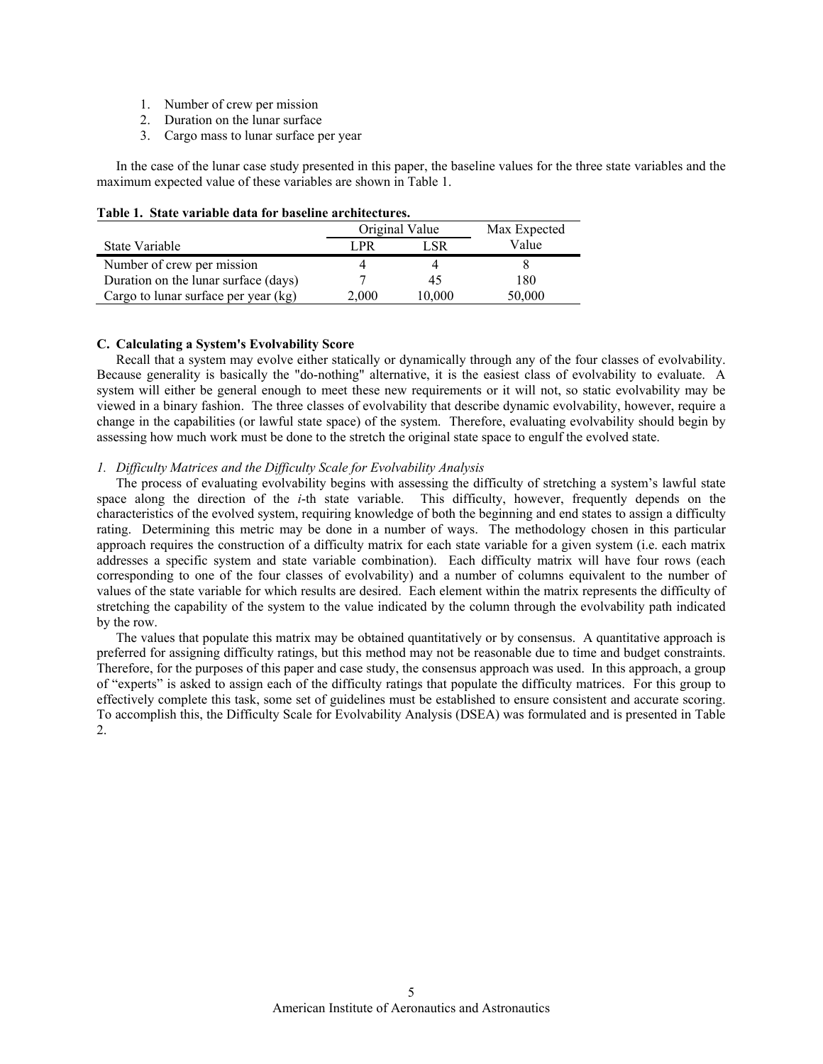1. Number of crew per mission
2. Duration on the lunar surface
3. Cargo mass to lunar surface per year

In the case of the lunar case study presented in this paper, the baseline values for the three state variables and the maximum expected value of these variables are shown in Table 1.

**Table 1. State variable data for baseline architectures.**

| State Variable | Original Value | | Max Expected Value |
|---|---|---|---|
| | LPR | LSR | |
| Number of crew per mission | 4 | 4 | 8 |
| Duration on the lunar surface (days) | 7 | 45 | 180 |
| Cargo to lunar surface per year (kg) | 2,000 | 10,000 | 50,000 |

### C. Calculating a System's Evolvability Score

Recall that a system may evolve either statically or dynamically through any of the four classes of evolvability. Because generality is basically the "do-nothing" alternative, it is the easiest class of evolvability to evaluate. A system will either be general enough to meet these new requirements or it will not, so static evolvability may be viewed in a binary fashion. The three classes of evolvability that describe dynamic evolvability, however, require a change in the capabilities (or lawful state space) of the system. Therefore, evaluating evolvability should begin by assessing how much work must be done to the stretch the original state space to engulf the evolved state.

#### *1. Difficulty Matrices and the Difficulty Scale for Evolvability Analysis*

The process of evaluating evolvability begins with assessing the difficulty of stretching a system's lawful state space along the direction of the *i*-th state variable. This difficulty, however, frequently depends on the characteristics of the evolved system, requiring knowledge of both the beginning and end states to assign a difficulty rating. Determining this metric may be done in a number of ways. The methodology chosen in this particular approach requires the construction of a difficulty matrix for each state variable for a given system (i.e. each matrix addresses a specific system and state variable combination). Each difficulty matrix will have four rows (each corresponding to one of the four classes of evolvability) and a number of columns equivalent to the number of values of the state variable for which results are desired. Each element within the matrix represents the difficulty of stretching the capability of the system to the value indicated by the column through the evolvability path indicated by the row.

The values that populate this matrix may be obtained quantitatively or by consensus. A quantitative approach is preferred for assigning difficulty ratings, but this method may not be reasonable due to time and budget constraints. Therefore, for the purposes of this paper and case study, the consensus approach was used. In this approach, a group of "experts" is asked to assign each of the difficulty ratings that populate the difficulty matrices. For this group to effectively complete this task, some set of guidelines must be established to ensure consistent and accurate scoring. To accomplish this, the Difficulty Scale for Evolvability Analysis (DSEA) was formulated and is presented in Table 2.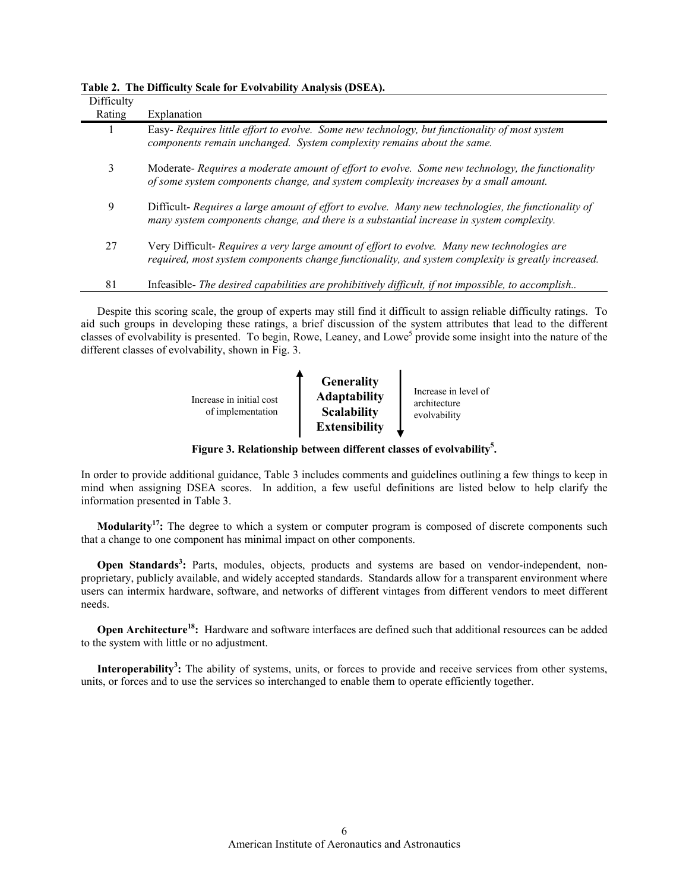**Table 2. The Difficulty Scale for Evolvability Analysis (DSEA).**

| Difficulty Rating | Explanation |
|---|---|
| 1 | Easy- *Requires little effort to evolve. Some new technology, but functionality of most system components remain unchanged. System complexity remains about the same.* |
| 3 | Moderate- *Requires a moderate amount of effort to evolve. Some new technology, the functionality of some system components change, and system complexity increases by a small amount.* |
| 9 | Difficult- *Requires a large amount of effort to evolve. Many new technologies, the functionality of many system components change, and there is a substantial increase in system complexity.* |
| 27 | Very Difficult- *Requires a very large amount of effort to evolve. Many new technologies are required, most system components change functionality, and system complexity is greatly increased.* |
| 81 | Infeasible- *The desired capabilities are prohibitively difficult, if not impossible, to accomplish..* |

Despite this scoring scale, the group of experts may still find it difficult to assign reliable difficulty ratings. To aid such groups in developing these ratings, a brief discussion of the system attributes that lead to the different classes of evolvability is presented. To begin, Rowe, Leaney, and Lowe[5] provide some insight into the nature of the different classes of evolvability, shown in Fig. 3.

Increase in initial cost of implementation ↑ **Generality** **Adaptability** **Scalability** **Extensibility** ↓ Increase in level of architecture evolvability

**Figure 3. Relationship between different classes of evolvability[5].**

In order to provide additional guidance, Table 3 includes comments and guidelines outlining a few things to keep in mind when assigning DSEA scores. In addition, a few useful definitions are listed below to help clarify the information presented in Table 3.

**Modularity[17]:** The degree to which a system or computer program is composed of discrete components such that a change to one component has minimal impact on other components.

**Open Standards[3]:** Parts, modules, objects, products and systems are based on vendor-independent, non-proprietary, publicly available, and widely accepted standards. Standards allow for a transparent environment where users can intermix hardware, software, and networks of different vintages from different vendors to meet different needs.

**Open Architecture[18]:** Hardware and software interfaces are defined such that additional resources can be added to the system with little or no adjustment.

**Interoperability[3]:** The ability of systems, units, or forces to provide and receive services from other systems, units, or forces and to use the services so interchanged to enable them to operate efficiently together.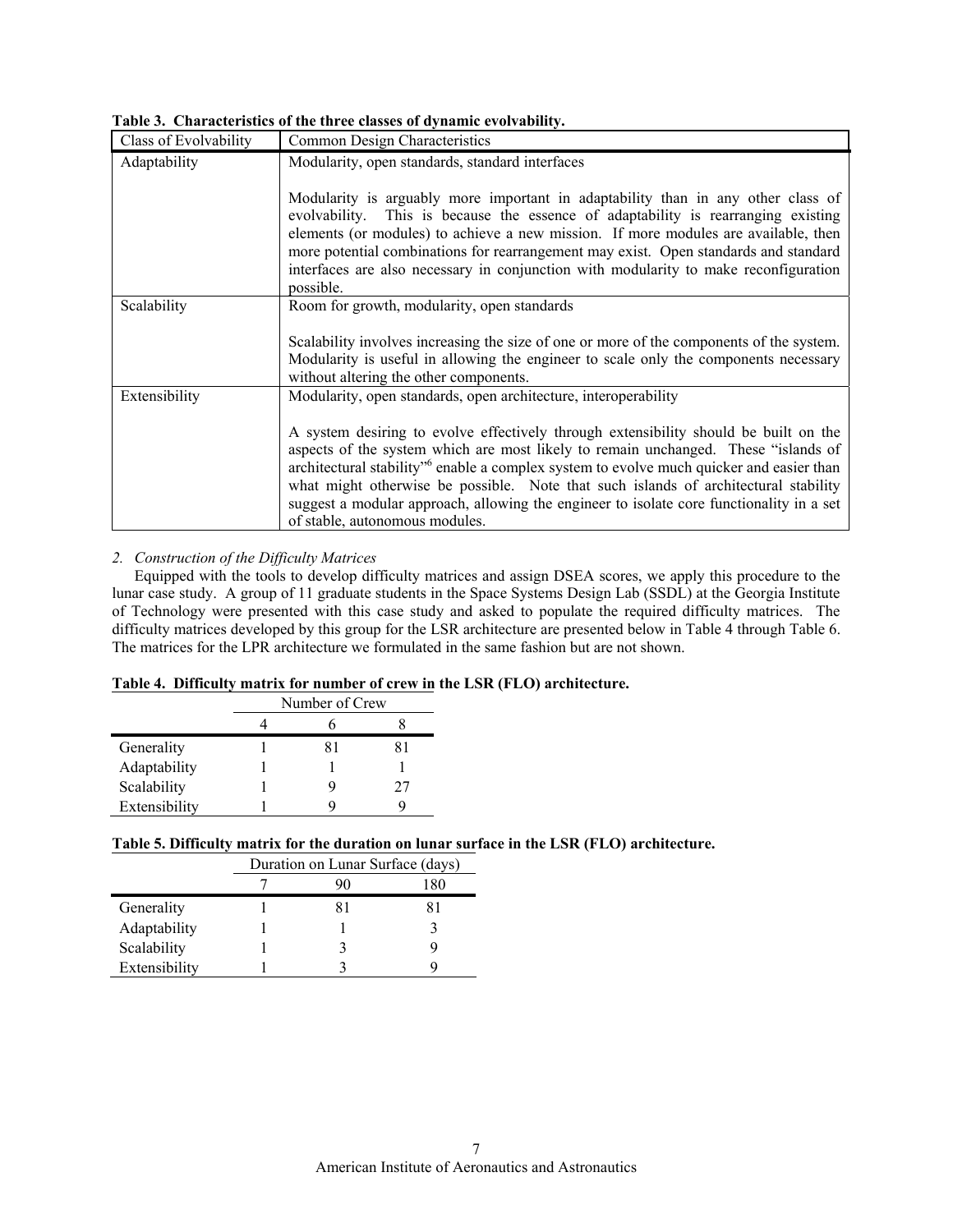**Table 3. Characteristics of the three classes of dynamic evolvability.**

| Class of Evolvability | Common Design Characteristics |
| --- | --- |
| Adaptability | Modularity, open standards, standard interfaces<br><br>Modularity is arguably more important in adaptability than in any other class of evolvability. This is because the essence of adaptability is rearranging existing elements (or modules) to achieve a new mission. If more modules are available, then more potential combinations for rearrangement may exist. Open standards and standard interfaces are also necessary in conjunction with modularity to make reconfiguration possible. |
| Scalability | Room for growth, modularity, open standards<br><br>Scalability involves increasing the size of one or more of the components of the system. Modularity is useful in allowing the engineer to scale only the components necessary without altering the other components. |
| Extensibility | Modularity, open standards, open architecture, interoperability<br><br>A system desiring to evolve effectively through extensibility should be built on the aspects of the system which are most likely to remain unchanged. These "islands of architectural stability"[6] enable a complex system to evolve much quicker and easier than what might otherwise be possible. Note that such islands of architectural stability suggest a modular approach, allowing the engineer to isolate core functionality in a set of stable, autonomous modules. |

### *2. Construction of the Difficulty Matrices*

Equipped with the tools to develop difficulty matrices and assign DSEA scores, we apply this procedure to the lunar case study. A group of 11 graduate students in the Space Systems Design Lab (SSDL) at the Georgia Institute of Technology were presented with this case study and asked to populate the required difficulty matrices. The difficulty matrices developed by this group for the LSR architecture are presented below in Table 4 through Table 6. The matrices for the LPR architecture we formulated in the same fashion but are not shown.

**Table 4. Difficulty matrix for number of crew in the LSR (FLO) architecture.**

| | Number of Crew | | |
| --- | --- | --- | --- |
| | 4 | 6 | 8 |
| Generality | 1 | 81 | 81 |
| Adaptability | 1 | 1 | 1 |
| Scalability | 1 | 9 | 27 |
| Extensibility | 1 | 9 | 9 |

**Table 5. Difficulty matrix for the duration on lunar surface in the LSR (FLO) architecture.**

| | Duration on Lunar Surface (days) | | |
| --- | --- | --- | --- |
| | 7 | 90 | 180 |
| Generality | 1 | 81 | 81 |
| Adaptability | 1 | 1 | 3 |
| Scalability | 1 | 3 | 9 |
| Extensibility | 1 | 3 | 9 |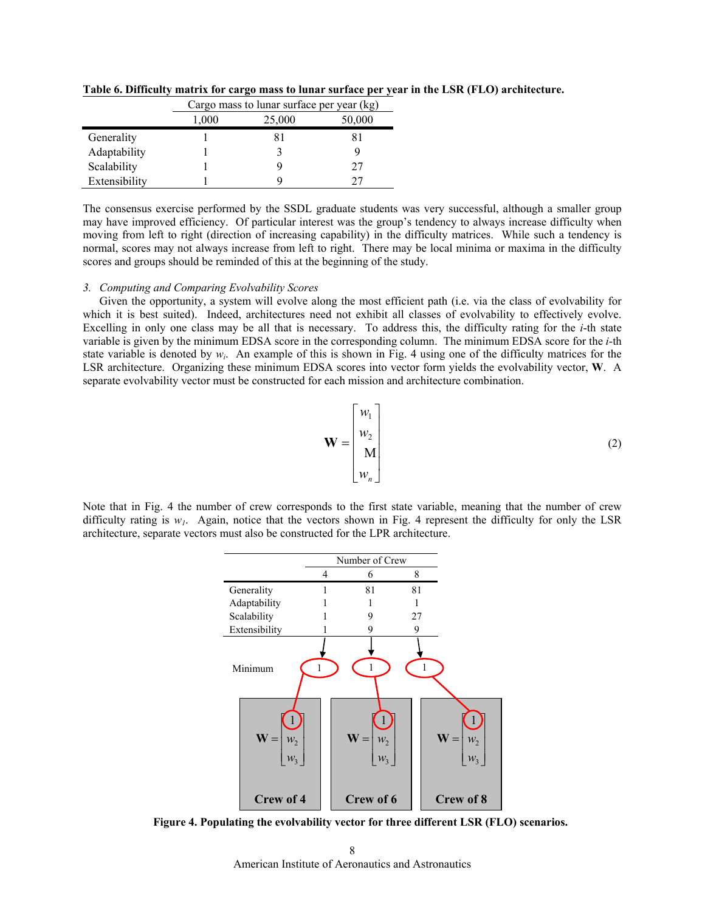**Table 6. Difficulty matrix for cargo mass to lunar surface per year in the LSR (FLO) architecture.**

| | Cargo mass to lunar surface per year (kg) | | |
|---|---|---|---|
| | 1,000 | 25,000 | 50,000 |
| Generality | 1 | 81 | 81 |
| Adaptability | 1 | 3 | 9 |
| Scalability | 1 | 9 | 27 |
| Extensibility | 1 | 9 | 27 |

The consensus exercise performed by the SSDL graduate students was very successful, although a smaller group may have improved efficiency. Of particular interest was the group's tendency to always increase difficulty when moving from left to right (direction of increasing capability) in the difficulty matrices. While such a tendency is normal, scores may not always increase from left to right. There may be local minima or maxima in the difficulty scores and groups should be reminded of this at the beginning of the study.

### 3. *Computing and Comparing Evolvability Scores*

Given the opportunity, a system will evolve along the most efficient path (i.e. via the class of evolvability for which it is best suited). Indeed, architectures need not exhibit all classes of evolvability to effectively evolve. Excelling in only one class may be all that is necessary. To address this, the difficulty rating for the *i*-th state variable is given by the minimum EDSA score in the corresponding column. The minimum EDSA score for the *i*-th state variable is denoted by $w_i$. An example of this is shown in Fig. 4 using one of the difficulty matrices for the LSR architecture. Organizing these minimum EDSA scores into vector form yields the evolvability vector, **W**. A separate evolvability vector must be constructed for each mission and architecture combination.

$$\mathbf{W} = \begin{bmatrix} w_1 \\ w_2 \\ \vdots \\ w_n \end{bmatrix} \tag{2}$$

Note that in Fig. 4 the number of crew corresponds to the first state variable, meaning that the number of crew difficulty rating is $w_1$. Again, notice that the vectors shown in Fig. 4 represent the difficulty for only the LSR architecture, separate vectors must also be constructed for the LPR architecture.

| | Number of Crew | | |
|---|---|---|---|
| | 4 | 6 | 8 |
| Generality | 1 | 81 | 81 |
| Adaptability | 1 | 1 | 1 |
| Scalability | 1 | 9 | 27 |
| Extensibility | 1 | 9 | 9 |
| Minimum | 1 | 1 | 1 |

Crew of 4: $\mathbf{W} = \begin{bmatrix} 1 \\ w_2 \\ w_3 \end{bmatrix}$ Crew of 6: $\mathbf{W} = \begin{bmatrix} 1 \\ w_2 \\ w_3 \end{bmatrix}$ Crew of 8: $\mathbf{W} = \begin{bmatrix} 1 \\ w_2 \\ w_3 \end{bmatrix}$

**Figure 4. Populating the evolvability vector for three different LSR (FLO) scenarios.**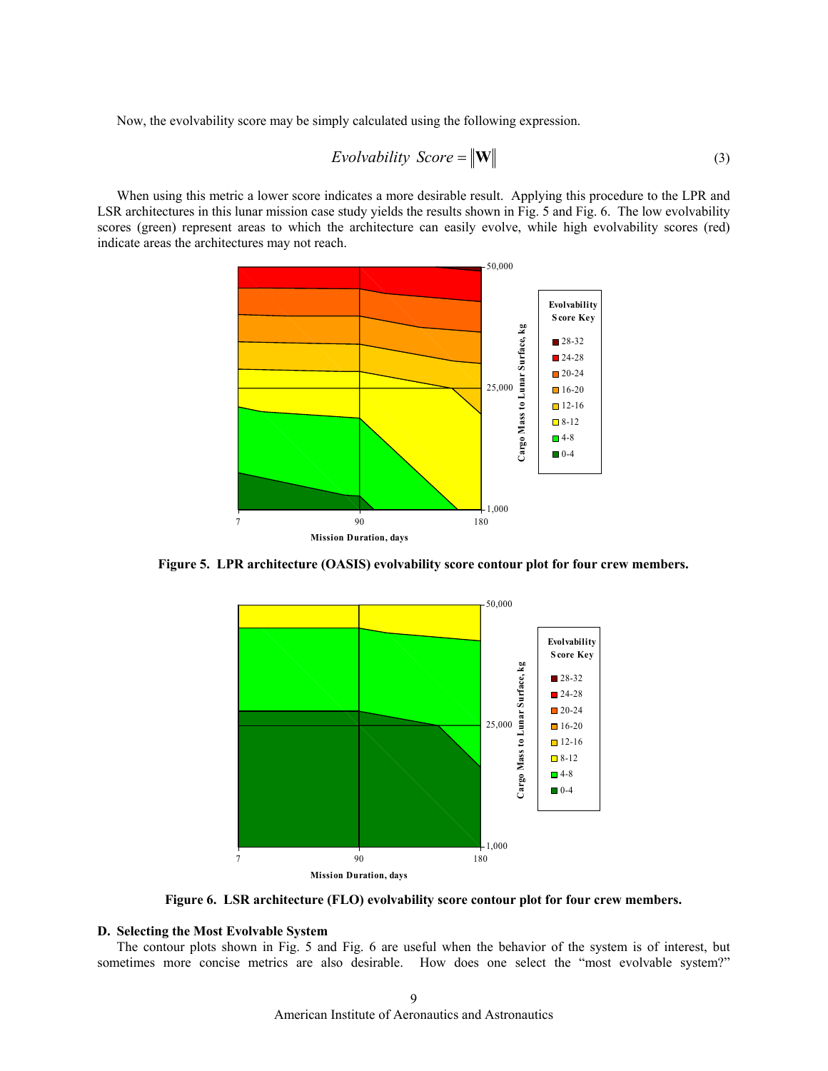Now, the evolvability score may be simply calculated using the following expression.

$$Evolvability\ \ Score = \|\mathbf{W}\| \tag{3}$$

When using this metric a lower score indicates a more desirable result. Applying this procedure to the LPR and LSR architectures in this lunar mission case study yields the results shown in Fig. 5 and Fig. 6. The low evolvability scores (green) represent areas to which the architecture can easily evolve, while high evolvability scores (red) indicate areas the architectures may not reach.

**Figure 5. LPR architecture (OASIS) evolvability score contour plot for four crew members.**

**Figure 6. LSR architecture (FLO) evolvability score contour plot for four crew members.**

### D. Selecting the Most Evolvable System

The contour plots shown in Fig. 5 and Fig. 6 are useful when the behavior of the system is of interest, but sometimes more concise metrics are also desirable. How does one select the "most evolvable system?"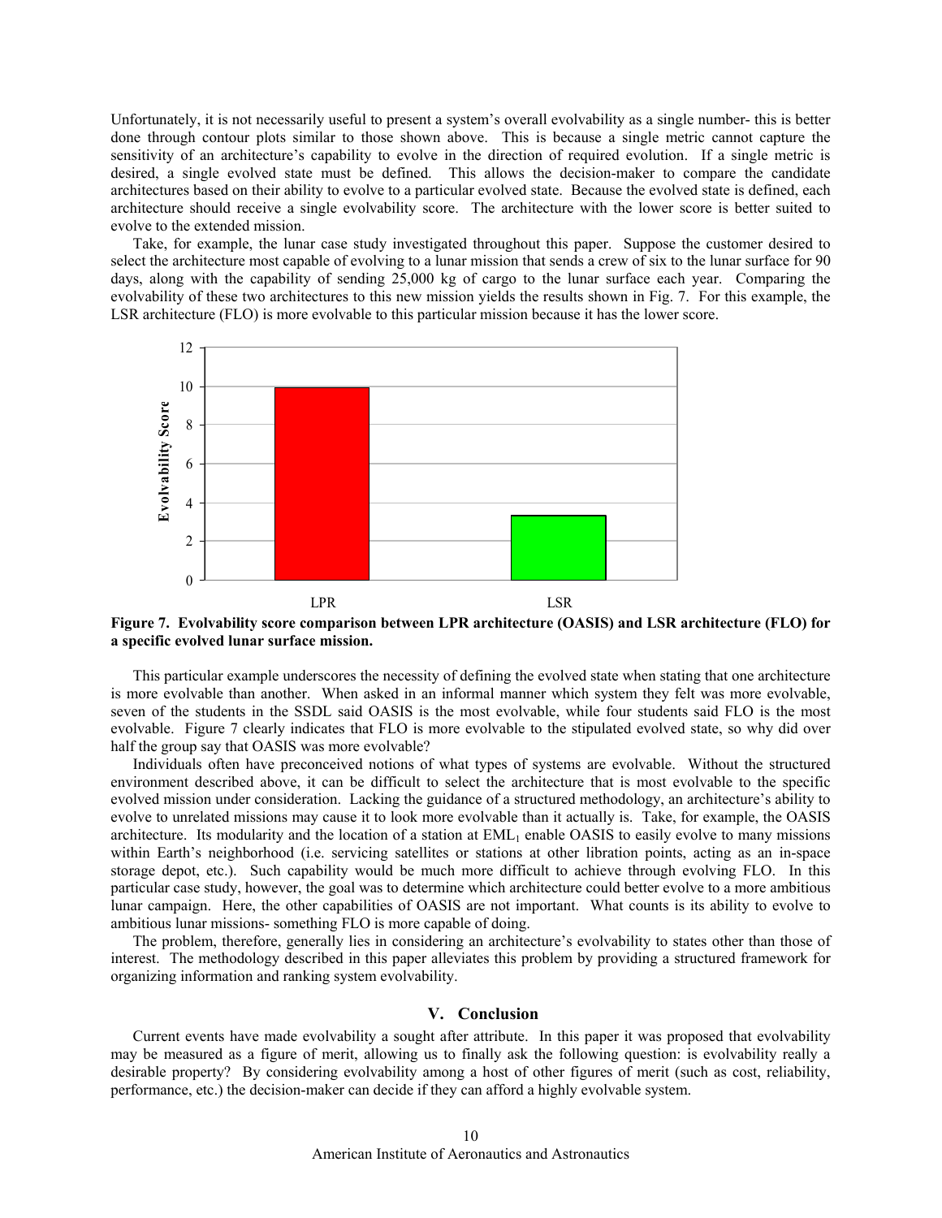Unfortunately, it is not necessarily useful to present a system's overall evolvability as a single number- this is better done through contour plots similar to those shown above. This is because a single metric cannot capture the sensitivity of an architecture's capability to evolve in the direction of required evolution. If a single metric is desired, a single evolved state must be defined. This allows the decision-maker to compare the candidate architectures based on their ability to evolve to a particular evolved state. Because the evolved state is defined, each architecture should receive a single evolvability score. The architecture with the lower score is better suited to evolve to the extended mission.

Take, for example, the lunar case study investigated throughout this paper. Suppose the customer desired to select the architecture most capable of evolving to a lunar mission that sends a crew of six to the lunar surface for 90 days, along with the capability of sending 25,000 kg of cargo to the lunar surface each year. Comparing the evolvability of these two architectures to this new mission yields the results shown in Fig. 7. For this example, the LSR architecture (FLO) is more evolvable to this particular mission because it has the lower score.

**Figure 7. Evolvability score comparison between LPR architecture (OASIS) and LSR architecture (FLO) for a specific evolved lunar surface mission.**

This particular example underscores the necessity of defining the evolved state when stating that one architecture is more evolvable than another. When asked in an informal manner which system they felt was more evolvable, seven of the students in the SSDL said OASIS is the most evolvable, while four students said FLO is the most evolvable. Figure 7 clearly indicates that FLO is more evolvable to the stipulated evolved state, so why did over half the group say that OASIS was more evolvable?

Individuals often have preconceived notions of what types of systems are evolvable. Without the structured environment described above, it can be difficult to select the architecture that is most evolvable to the specific evolved mission under consideration. Lacking the guidance of a structured methodology, an architecture's ability to evolve to unrelated missions may cause it to look more evolvable than it actually is. Take, for example, the OASIS architecture. Its modularity and the location of a station at $EML_1$ enable OASIS to easily evolve to many missions within Earth's neighborhood (i.e. servicing satellites or stations at other libration points, acting as an in-space storage depot, etc.). Such capability would be much more difficult to achieve through evolving FLO. In this particular case study, however, the goal was to determine which architecture could better evolve to a more ambitious lunar campaign. Here, the other capabilities of OASIS are not important. What counts is its ability to evolve to ambitious lunar missions- something FLO is more capable of doing.

The problem, therefore, generally lies in considering an architecture's evolvability to states other than those of interest. The methodology described in this paper alleviates this problem by providing a structured framework for organizing information and ranking system evolvability.

## V. Conclusion

Current events have made evolvability a sought after attribute. In this paper it was proposed that evolvability may be measured as a figure of merit, allowing us to finally ask the following question: is evolvability really a desirable property? By considering evolvability among a host of other figures of merit (such as cost, reliability, performance, etc.) the decision-maker can decide if they can afford a highly evolvable system.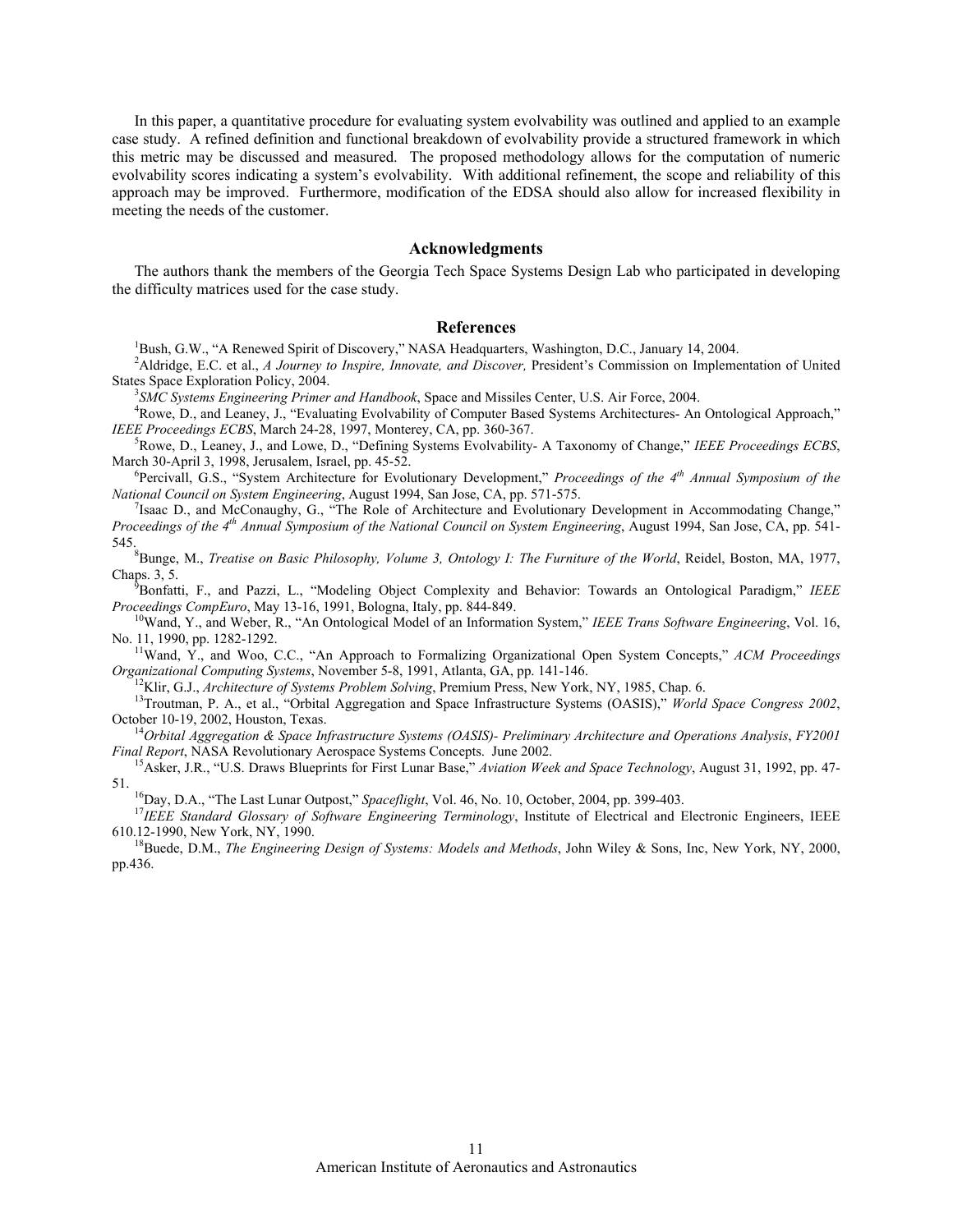In this paper, a quantitative procedure for evaluating system evolvability was outlined and applied to an example case study. A refined definition and functional breakdown of evolvability provide a structured framework in which this metric may be discussed and measured. The proposed methodology allows for the computation of numeric evolvability scores indicating a system's evolvability. With additional refinement, the scope and reliability of this approach may be improved. Furthermore, modification of the EDSA should also allow for increased flexibility in meeting the needs of the customer.

## Acknowledgments

The authors thank the members of the Georgia Tech Space Systems Design Lab who participated in developing the difficulty matrices used for the case study.

## References

[1]Bush, G.W., "A Renewed Spirit of Discovery," NASA Headquarters, Washington, D.C., January 14, 2004.

[2]Aldridge, E.C. et al., *A Journey to Inspire, Innovate, and Discover,* President's Commission on Implementation of United States Space Exploration Policy, 2004.

[3]*SMC Systems Engineering Primer and Handbook*, Space and Missiles Center, U.S. Air Force, 2004.

[4]Rowe, D., and Leaney, J., "Evaluating Evolvability of Computer Based Systems Architectures- An Ontological Approach," *IEEE Proceedings ECBS*, March 24-28, 1997, Monterey, CA, pp. 360-367.

[5]Rowe, D., Leaney, J., and Lowe, D., "Defining Systems Evolvability- A Taxonomy of Change," *IEEE Proceedings ECBS*, March 30-April 3, 1998, Jerusalem, Israel, pp. 45-52.

[6]Percivall, G.S., "System Architecture for Evolutionary Development," *Proceedings of the 4th Annual Symposium of the National Council on System Engineering*, August 1994, San Jose, CA, pp. 571-575.

[7]Isaac D., and McConaughy, G., "The Role of Architecture and Evolutionary Development in Accommodating Change," *Proceedings of the 4th Annual Symposium of the National Council on System Engineering*, August 1994, San Jose, CA, pp. 541-545.

[8]Bunge, M., *Treatise on Basic Philosophy, Volume 3, Ontology I: The Furniture of the World*, Reidel, Boston, MA, 1977, Chaps. 3, 5.

[9]Bonfatti, F., and Pazzi, L., "Modeling Object Complexity and Behavior: Towards an Ontological Paradigm," *IEEE Proceedings CompEuro*, May 13-16, 1991, Bologna, Italy, pp. 844-849.

[10]Wand, Y., and Weber, R., "An Ontological Model of an Information System," *IEEE Trans Software Engineering*, Vol. 16, No. 11, 1990, pp. 1282-1292.

[11]Wand, Y., and Woo, C.C., "An Approach to Formalizing Organizational Open System Concepts," *ACM Proceedings Organizational Computing Systems*, November 5-8, 1991, Atlanta, GA, pp. 141-146.

[12]Klir, G.J., *Architecture of Systems Problem Solving*, Premium Press, New York, NY, 1985, Chap. 6.

[13]Troutman, P. A., et al., "Orbital Aggregation and Space Infrastructure Systems (OASIS)," *World Space Congress 2002*, October 10-19, 2002, Houston, Texas.

[14]*Orbital Aggregation & Space Infrastructure Systems (OASIS)- Preliminary Architecture and Operations Analysis*, *FY2001 Final Report*, NASA Revolutionary Aerospace Systems Concepts. June 2002.

[15]Asker, J.R., "U.S. Draws Blueprints for First Lunar Base," *Aviation Week and Space Technology*, August 31, 1992, pp. 47-51.

[16]Day, D.A., "The Last Lunar Outpost," *Spaceflight*, Vol. 46, No. 10, October, 2004, pp. 399-403.

[17]*IEEE Standard Glossary of Software Engineering Terminology*, Institute of Electrical and Electronic Engineers, IEEE 610.12-1990, New York, NY, 1990.

[18]Buede, D.M., *The Engineering Design of Systems: Models and Methods*, John Wiley & Sons, Inc, New York, NY, 2000, pp.436.